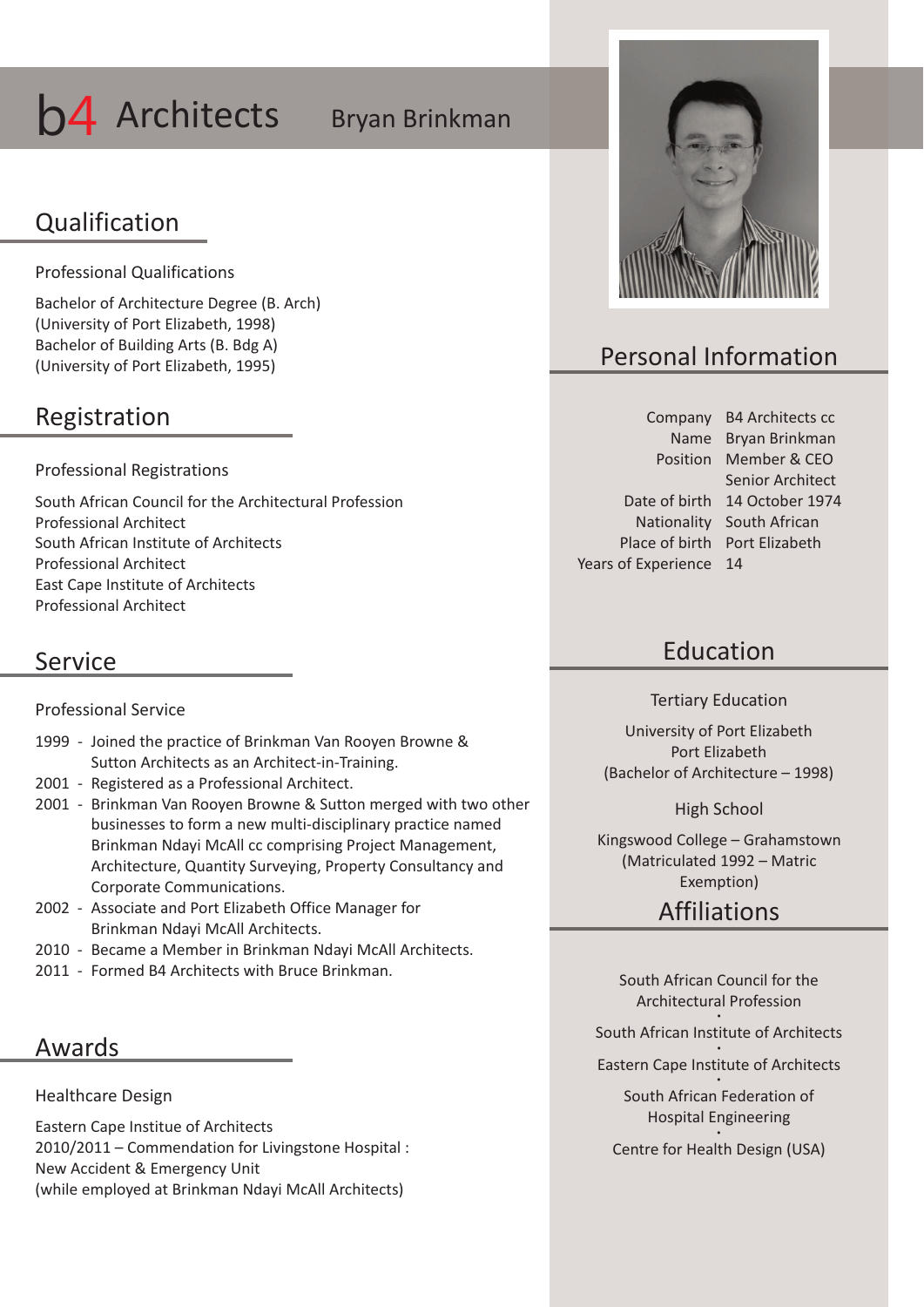# b4 Architects Bryan Brinkman

## Qualification

Professional Qualifications

Bachelor of Architecture Degree (B. Arch)
(University of Port Elizabeth, 1998)
Bachelor of Building Arts (B. Bdg A)
(University of Port Elizabeth, 1995)

## Registration

Professional Registrations

South African Council for the Architectural Profession
Professional Architect
South African Institute of Architects
Professional Architect
East Cape Institute of Architects
Professional Architect

## Service

Professional Service

- 1999 - Joined the practice of Brinkman Van Rooyen Browne & Sutton Architects as an Architect-in-Training.
- 2001 - Registered as a Professional Architect.
- 2001 - Brinkman Van Rooyen Browne & Sutton merged with two other businesses to form a new multi-disciplinary practice named Brinkman Ndayi McAll cc comprising Project Management, Architecture, Quantity Surveying, Property Consultancy and Corporate Communications.
- 2002 - Associate and Port Elizabeth Office Manager for Brinkman Ndayi McAll Architects.
- 2010 - Became a Member in Brinkman Ndayi McAll Architects.
- 2011 - Formed B4 Architects with Bruce Brinkman.

## Awards

Healthcare Design

Eastern Cape Institue of Architects
2010/2011 – Commendation for Livingstone Hospital :
New Accident & Emergency Unit
(while employed at Brinkman Ndayi McAll Architects)

## Personal Information

| | |
|---|---|
| Company | B4 Architects cc |
| Name | Bryan Brinkman |
| Position | Member & CEO<br>Senior Architect |
| Date of birth | 14 October 1974 |
| Nationality | South African |
| Place of birth | Port Elizabeth |
| Years of Experience | 14 |

## Education

Tertiary Education

University of Port Elizabeth
Port Elizabeth
(Bachelor of Architecture – 1998)

High School

Kingswood College – Grahamstown
(Matriculated 1992 – Matric Exemption)

## Affiliations

South African Council for the Architectural Profession
•
South African Institute of Architects
•
Eastern Cape Institute of Architects
•
South African Federation of Hospital Engineering
•
Centre for Health Design (USA)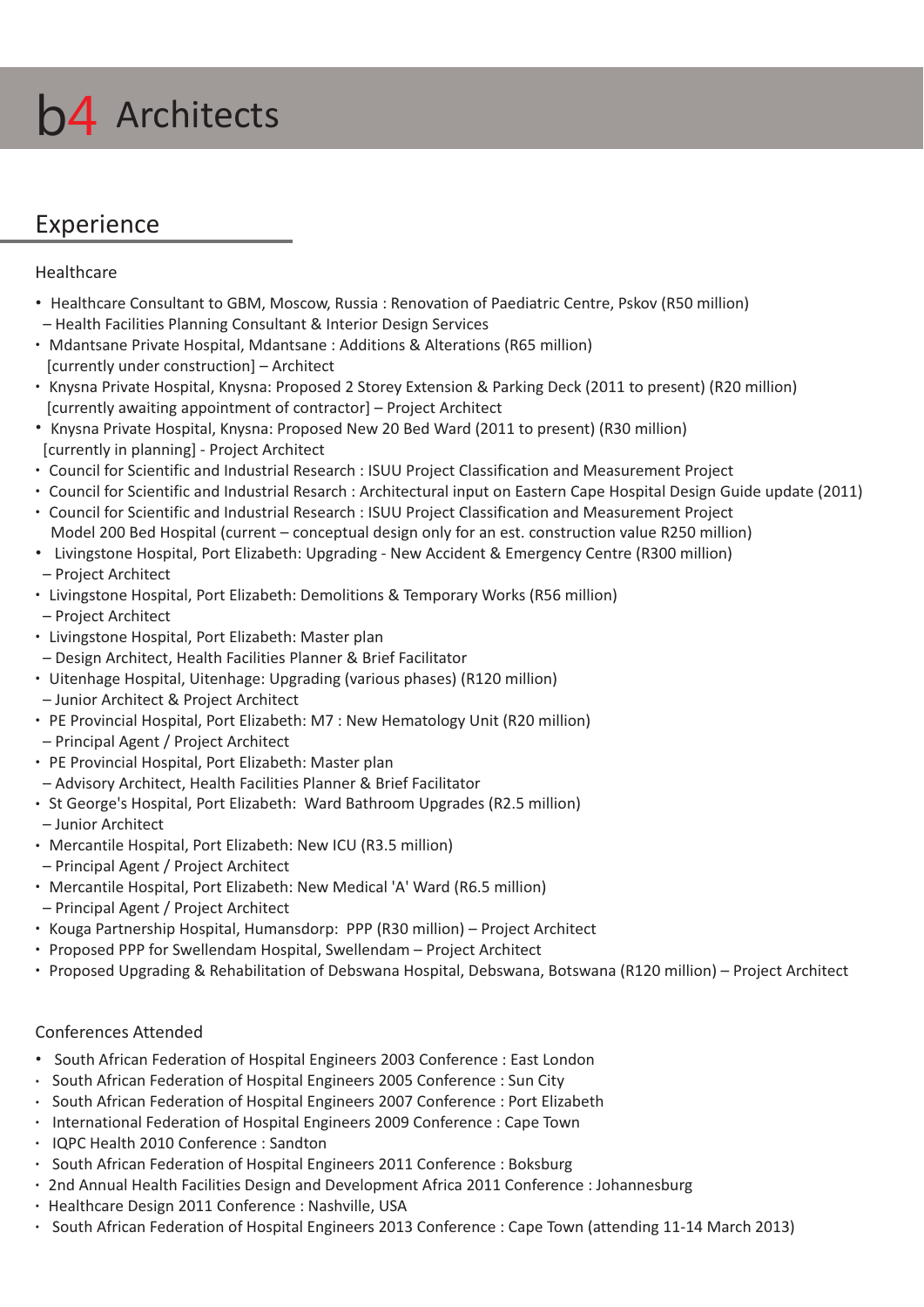# b4 Architects

## Experience

### Healthcare

- Healthcare Consultant to GBM, Moscow, Russia : Renovation of Paediatric Centre, Pskov (R50 million)
  – Health Facilities Planning Consultant & Interior Design Services
- Mdantsane Private Hospital, Mdantsane : Additions & Alterations (R65 million)
  [currently under construction] – Architect
- Knysna Private Hospital, Knysna: Proposed 2 Storey Extension & Parking Deck (2011 to present) (R20 million)
  [currently awaiting appointment of contractor] – Project Architect
- Knysna Private Hospital, Knysna: Proposed New 20 Bed Ward (2011 to present) (R30 million)
  [currently in planning] - Project Architect
- Council for Scientific and Industrial Research : ISUU Project Classification and Measurement Project
- Council for Scientific and Industrial Resarch : Architectural input on Eastern Cape Hospital Design Guide update (2011)
- Council for Scientific and Industrial Research : ISUU Project Classification and Measurement Project
  Model 200 Bed Hospital (current – conceptual design only for an est. construction value R250 million)
- Livingstone Hospital, Port Elizabeth: Upgrading - New Accident & Emergency Centre (R300 million)
  – Project Architect
- Livingstone Hospital, Port Elizabeth: Demolitions & Temporary Works (R56 million)
  – Project Architect
- Livingstone Hospital, Port Elizabeth: Master plan
  – Design Architect, Health Facilities Planner & Brief Facilitator
- Uitenhage Hospital, Uitenhage: Upgrading (various phases) (R120 million)
  – Junior Architect & Project Architect
- PE Provincial Hospital, Port Elizabeth: M7 : New Hematology Unit (R20 million)
  – Principal Agent / Project Architect
- PE Provincial Hospital, Port Elizabeth: Master plan
  – Advisory Architect, Health Facilities Planner & Brief Facilitator
- St George's Hospital, Port Elizabeth: Ward Bathroom Upgrades (R2.5 million)
  – Junior Architect
- Mercantile Hospital, Port Elizabeth: New ICU (R3.5 million)
  – Principal Agent / Project Architect
- Mercantile Hospital, Port Elizabeth: New Medical 'A' Ward (R6.5 million)
  – Principal Agent / Project Architect
- Kouga Partnership Hospital, Humansdorp: PPP (R30 million) – Project Architect
- Proposed PPP for Swellendam Hospital, Swellendam – Project Architect
- Proposed Upgrading & Rehabilitation of Debswana Hospital, Debswana, Botswana (R120 million) – Project Architect

### Conferences Attended

- South African Federation of Hospital Engineers 2003 Conference : East London
- South African Federation of Hospital Engineers 2005 Conference : Sun City
- South African Federation of Hospital Engineers 2007 Conference : Port Elizabeth
- International Federation of Hospital Engineers 2009 Conference : Cape Town
- IQPC Health 2010 Conference : Sandton
- South African Federation of Hospital Engineers 2011 Conference : Boksburg
- 2nd Annual Health Facilities Design and Development Africa 2011 Conference : Johannesburg
- Healthcare Design 2011 Conference : Nashville, USA
- South African Federation of Hospital Engineers 2013 Conference : Cape Town (attending 11-14 March 2013)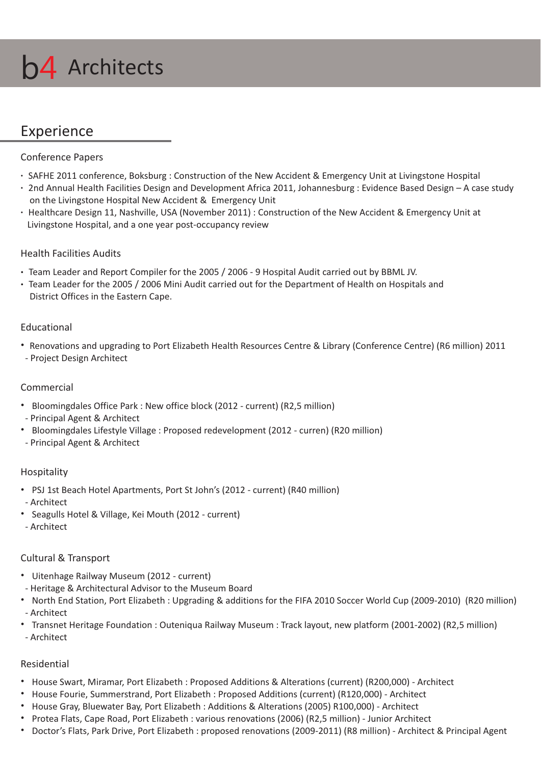# b4 Architects

## Experience

### Conference Papers

- SAFHE 2011 conference, Boksburg : Construction of the New Accident & Emergency Unit at Livingstone Hospital
- 2nd Annual Health Facilities Design and Development Africa 2011, Johannesburg : Evidence Based Design – A case study on the Livingstone Hospital New Accident & Emergency Unit
- Healthcare Design 11, Nashville, USA (November 2011) : Construction of the New Accident & Emergency Unit at Livingstone Hospital, and a one year post-occupancy review

### Health Facilities Audits

- Team Leader and Report Compiler for the 2005 / 2006 - 9 Hospital Audit carried out by BBML JV.
- Team Leader for the 2005 / 2006 Mini Audit carried out for the Department of Health on Hospitals and District Offices in the Eastern Cape.

### Educational

- Renovations and upgrading to Port Elizabeth Health Resources Centre & Library (Conference Centre) (R6 million) 2011
  - Project Design Architect

### Commercial

- Bloomingdales Office Park : New office block (2012 - current) (R2,5 million)
  - Principal Agent & Architect
- Bloomingdales Lifestyle Village : Proposed redevelopment (2012 - curren) (R20 million)
  - Principal Agent & Architect

### Hospitality

- PSJ 1st Beach Hotel Apartments, Port St John's (2012 - current) (R40 million)
  - Architect
- Seagulls Hotel & Village, Kei Mouth (2012 - current)
  - Architect

### Cultural & Transport

- Uitenhage Railway Museum (2012 - current)
  - Heritage & Architectural Advisor to the Museum Board
- North End Station, Port Elizabeth : Upgrading & additions for the FIFA 2010 Soccer World Cup (2009-2010) (R20 million)
  - Architect
- Transnet Heritage Foundation : Outeniqua Railway Museum : Track layout, new platform (2001-2002) (R2,5 million)
  - Architect

### Residential

- House Swart, Miramar, Port Elizabeth : Proposed Additions & Alterations (current) (R200,000) - Architect
- House Fourie, Summerstrand, Port Elizabeth : Proposed Additions (current) (R120,000) - Architect
- House Gray, Bluewater Bay, Port Elizabeth : Additions & Alterations (2005) R100,000) - Architect
- Protea Flats, Cape Road, Port Elizabeth : various renovations (2006) (R2,5 million) - Junior Architect
- Doctor's Flats, Park Drive, Port Elizabeth : proposed renovations (2009-2011) (R8 million) - Architect & Principal Agent